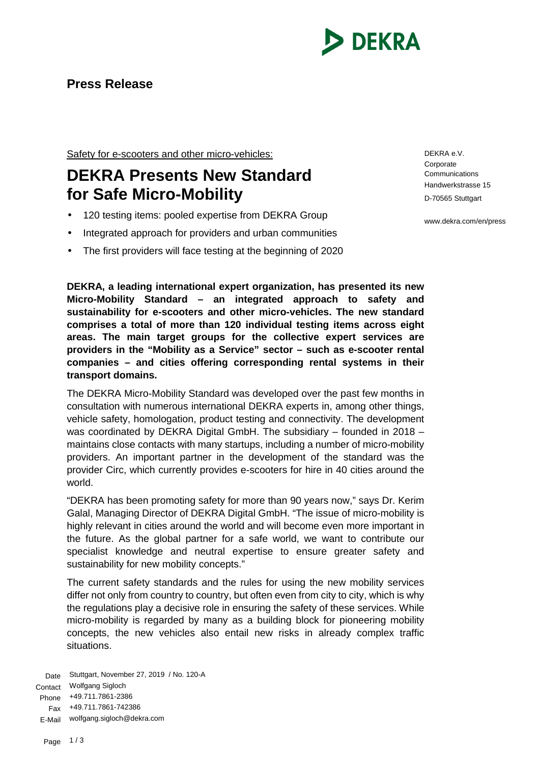**Press Release**

Safety for e-scooters and other micro-vehicles:

# DEKRA Presents New Standard for Safe Micro-Mobility

- 120 testing items: pooled expertise from DEKRA Group
- Integrated approach for providers and urban communities
- The first providers will face testing at the beginning of 2020

DEKRA e.V.
Corporate
Communications
Handwerkstrasse 15
D-70565 Stuttgart

www.dekra.com/en/press

**DEKRA, a leading international expert organization, has presented its new Micro-Mobility Standard – an integrated approach to safety and sustainability for e-scooters and other micro-vehicles. The new standard comprises a total of more than 120 individual testing items across eight areas. The main target groups for the collective expert services are providers in the "Mobility as a Service" sector – such as e-scooter rental companies – and cities offering corresponding rental systems in their transport domains.**

The DEKRA Micro-Mobility Standard was developed over the past few months in consultation with numerous international DEKRA experts in, among other things, vehicle safety, homologation, product testing and connectivity. The development was coordinated by DEKRA Digital GmbH. The subsidiary – founded in 2018 – maintains close contacts with many startups, including a number of micro-mobility providers. An important partner in the development of the standard was the provider Circ, which currently provides e-scooters for hire in 40 cities around the world.

"DEKRA has been promoting safety for more than 90 years now," says Dr. Kerim Galal, Managing Director of DEKRA Digital GmbH. "The issue of micro-mobility is highly relevant in cities around the world and will become even more important in the future. As the global partner for a safe world, we want to contribute our specialist knowledge and neutral expertise to ensure greater safety and sustainability for new mobility concepts."

The current safety standards and the rules for using the new mobility services differ not only from country to country, but often even from city to city, which is why the regulations play a decisive role in ensuring the safety of these services. While micro-mobility is regarded by many as a building block for pioneering mobility concepts, the new vehicles also entail new risks in already complex traffic situations.

Date: Stuttgart, November 27, 2019 / No. 120-A
Contact: Wolfgang Sigloch
Phone: +49.711.7861-2386
Fax: +49.711.7861-742386
E-Mail: wolfgang.sigloch@dekra.com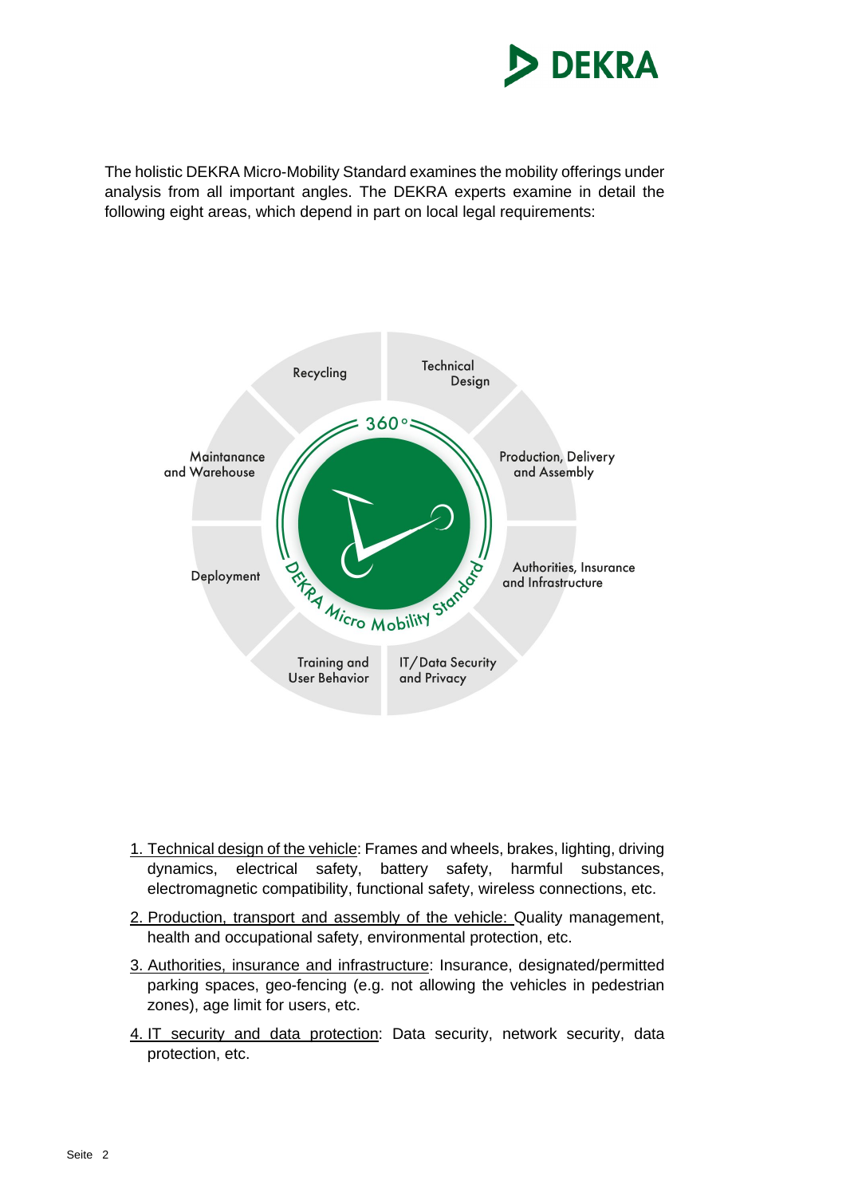The holistic DEKRA Micro-Mobility Standard examines the mobility offerings under analysis from all important angles. The DEKRA experts examine in detail the following eight areas, which depend in part on local legal requirements:

1. Technical design of the vehicle: Frames and wheels, brakes, lighting, driving dynamics, electrical safety, battery safety, harmful substances, electromagnetic compatibility, functional safety, wireless connections, etc.
2. Production, transport and assembly of the vehicle: Quality management, health and occupational safety, environmental protection, etc.
3. Authorities, insurance and infrastructure: Insurance, designated/permitted parking spaces, geo-fencing (e.g. not allowing the vehicles in pedestrian zones), age limit for users, etc.
4. IT security and data protection: Data security, network security, data protection, etc.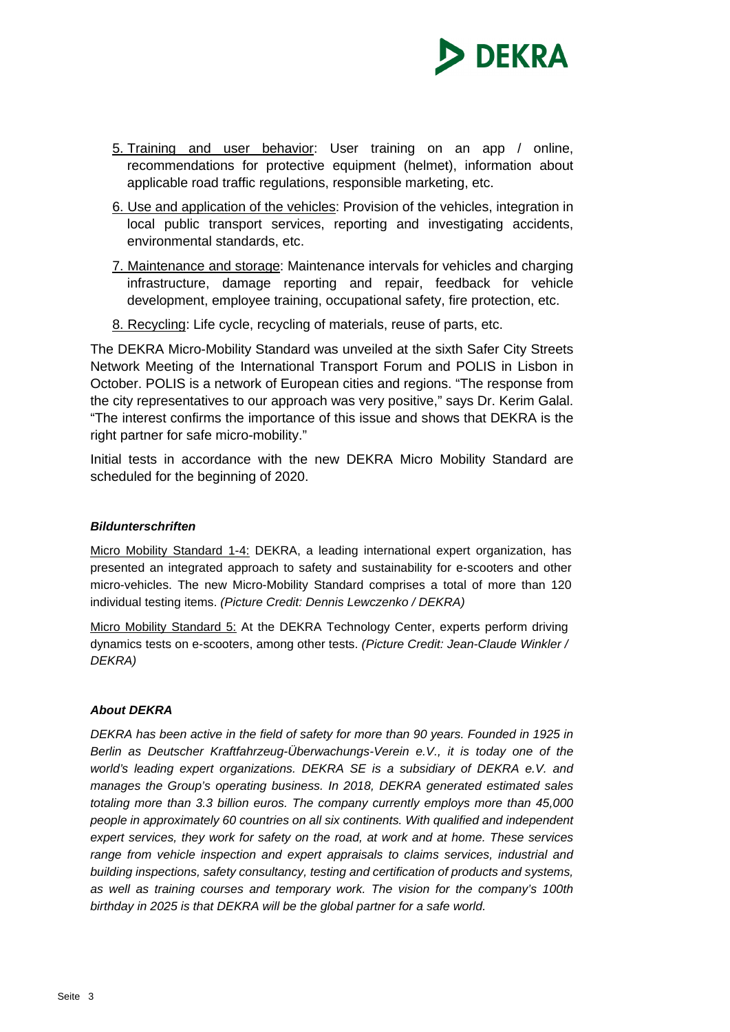5. Training and user behavior: User training on an app / online, recommendations for protective equipment (helmet), information about applicable road traffic regulations, responsible marketing, etc.

6. Use and application of the vehicles: Provision of the vehicles, integration in local public transport services, reporting and investigating accidents, environmental standards, etc.

7. Maintenance and storage: Maintenance intervals for vehicles and charging infrastructure, damage reporting and repair, feedback for vehicle development, employee training, occupational safety, fire protection, etc.

8. Recycling: Life cycle, recycling of materials, reuse of parts, etc.

The DEKRA Micro-Mobility Standard was unveiled at the sixth Safer City Streets Network Meeting of the International Transport Forum and POLIS in Lisbon in October. POLIS is a network of European cities and regions. “The response from the city representatives to our approach was very positive,” says Dr. Kerim Galal. “The interest confirms the importance of this issue and shows that DEKRA is the right partner for safe micro-mobility.”

Initial tests in accordance with the new DEKRA Micro Mobility Standard are scheduled for the beginning of 2020.

***Bildunterschriften***

Micro Mobility Standard 1-4: DEKRA, a leading international expert organization, has presented an integrated approach to safety and sustainability for e-scooters and other micro-vehicles. The new Micro-Mobility Standard comprises a total of more than 120 individual testing items. *(Picture Credit: Dennis Lewczenko / DEKRA)*

Micro Mobility Standard 5: At the DEKRA Technology Center, experts perform driving dynamics tests on e-scooters, among other tests. *(Picture Credit: Jean-Claude Winkler / DEKRA)*

***About DEKRA***

*DEKRA has been active in the field of safety for more than 90 years. Founded in 1925 in Berlin as Deutscher Kraftfahrzeug-Überwachungs-Verein e.V., it is today one of the world’s leading expert organizations. DEKRA SE is a subsidiary of DEKRA e.V. and manages the Group’s operating business. In 2018, DEKRA generated estimated sales totaling more than 3.3 billion euros. The company currently employs more than 45,000 people in approximately 60 countries on all six continents. With qualified and independent expert services, they work for safety on the road, at work and at home. These services range from vehicle inspection and expert appraisals to claims services, industrial and building inspections, safety consultancy, testing and certification of products and systems, as well as training courses and temporary work. The vision for the company’s 100th birthday in 2025 is that DEKRA will be the global partner for a safe world.*